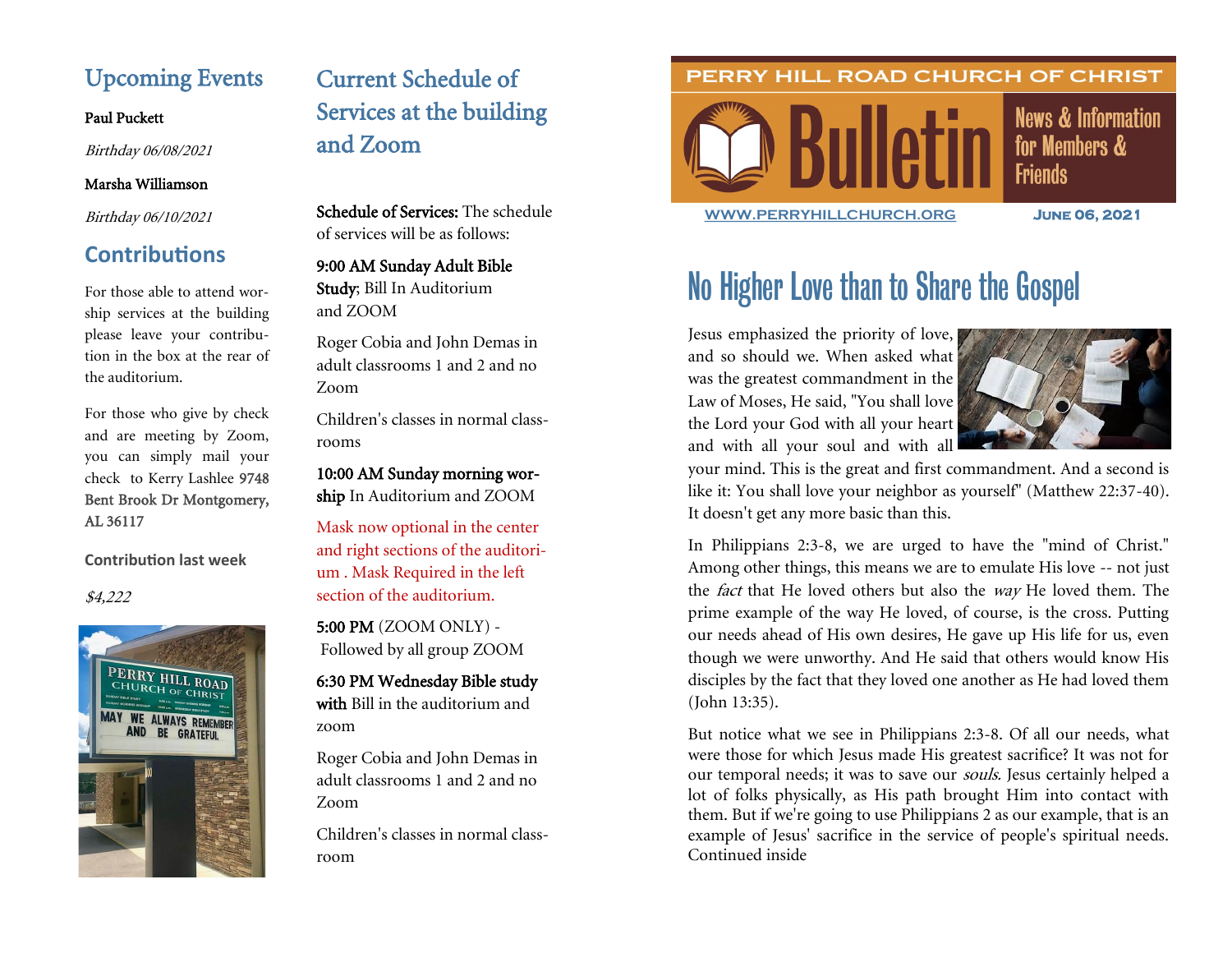PERRY HILL ROAD CHURCH OF CHRIST

# Bulletin

News & Information for Members & Friends

WWW.PERRYHILLCHURCH.ORG

June 06, 2021

# No Higher Love than to Share the Gospel

Jesus emphasized the priority of love, and so should we. When asked what was the greatest commandment in the Law of Moses, He said, "You shall love the Lord your God with all your heart and with all your soul and with all your mind. This is the great and first commandment. And a second is like it: You shall love your neighbor as yourself" (Matthew 22:37-40). It doesn't get any more basic than this.

In Philippians 2:3-8, we are urged to have the "mind of Christ." Among other things, this means we are to emulate His love -- not just the *fact* that He loved others but also the *way* He loved them. The prime example of the way He loved, of course, is the cross. Putting our needs ahead of His own desires, He gave up His life for us, even though we were unworthy. And He said that others would know His disciples by the fact that they loved one another as He had loved them (John 13:35).

But notice what we see in Philippians 2:3-8. Of all our needs, what were those for which Jesus made His greatest sacrifice? It was not for our temporal needs; it was to save our *souls.* Jesus certainly helped a lot of folks physically, as His path brought Him into contact with them. But if we're going to use Philippians 2 as our example, that is an example of Jesus' sacrifice in the service of people's spiritual needs. Continued inside

## Upcoming Events

Paul Puckett

*Birthday 06/08/2021*

Marsha Williamson

*Birthday 06/10/2021*

## Contributions

For those able to attend worship services at the building please leave your contribution in the box at the rear of the auditorium.

For those who give by check and are meeting by Zoom, you can simply mail your check to Kerry Lashlee 9748 Bent Brook Dr Montgomery, AL 36117

**Contribution last week**

*$4,222*

## Current Schedule of Services at the building and Zoom

**Schedule of Services:** The schedule of services will be as follows:

**9:00 AM Sunday Adult Bible Study**; Bill In Auditorium and ZOOM

Roger Cobia and John Demas in adult classrooms 1 and 2 and no Zoom

Children's classes in normal classrooms

**10:00 AM Sunday morning worship** In Auditorium and ZOOM

Mask now optional in the center and right sections of the auditorium . Mask Required in the left section of the auditorium.

**5:00 PM** (ZOOM ONLY) - Followed by all group ZOOM

**6:30 PM Wednesday Bible study with** Bill in the auditorium and zoom

Roger Cobia and John Demas in adult classrooms 1 and 2 and no Zoom

Children's classes in normal classroom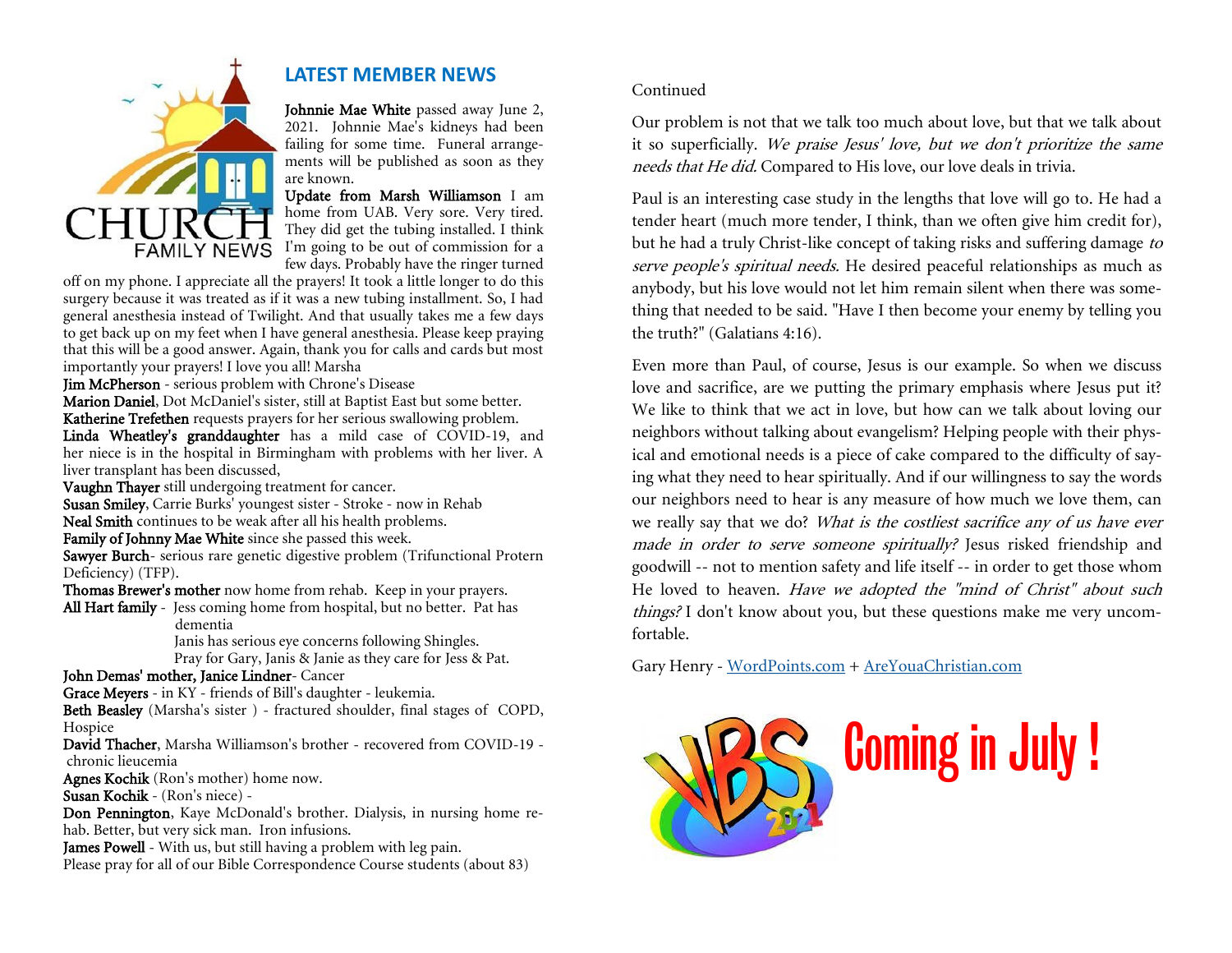## LATEST MEMBER NEWS

**Johnnie Mae White** passed away June 2, 2021. Johnnie Mae's kidneys had been failing for some time. Funeral arrangements will be published as soon as they are known.

**Update from Marsh Williamson** I am home from UAB. Very sore. Very tired. They did get the tubing installed. I think I'm going to be out of commission for a few days. Probably have the ringer turned off on my phone. I appreciate all the prayers! It took a little longer to do this surgery because it was treated as if it was a new tubing installment. So, I had general anesthesia instead of Twilight. And that usually takes me a few days to get back up on my feet when I have general anesthesia. Please keep praying that this will be a good answer. Again, thank you for calls and cards but most importantly your prayers! I love you all! Marsha

**Jim McPherson** - serious problem with Chrone's Disease

**Marion Daniel**, Dot McDaniel's sister, still at Baptist East but some better.

**Katherine Trefethen** requests prayers for her serious swallowing problem.

**Linda Wheatley's granddaughter** has a mild case of COVID-19, and her niece is in the hospital in Birmingham with problems with her liver. A liver transplant has been discussed,

**Vaughn Thayer** still undergoing treatment for cancer.

**Susan Smiley**, Carrie Burks' youngest sister - Stroke - now in Rehab

**Neal Smith** continues to be weak after all his health problems.

**Family of Johnny Mae White** since she passed this week.

**Sawyer Burch**- serious rare genetic digestive problem (Trifunctional Protern Deficiency) (TFP).

**Thomas Brewer's mother** now home from rehab. Keep in your prayers.

**All Hart family** - Jess coming home from hospital, but no better. Pat has dementia
Janis has serious eye concerns following Shingles.
Pray for Gary, Janis & Janie as they care for Jess & Pat.

**John Demas' mother, Janice Lindner**- Cancer

**Grace Meyers** - in KY - friends of Bill's daughter - leukemia.

**Beth Beasley** (Marsha's sister ) - fractured shoulder, final stages of COPD, Hospice

**David Thacher**, Marsha Williamson's brother - recovered from COVID-19 - chronic lieucemia

**Agnes Kochik** (Ron's mother) home now.

**Susan Kochik** - (Ron's niece) -

**Don Pennington**, Kaye McDonald's brother. Dialysis, in nursing home rehab. Better, but very sick man. Iron infusions.

**James Powell** - With us, but still having a problem with leg pain.

Please pray for all of our Bible Correspondence Course students (about 83)

Continued

Our problem is not that we talk too much about love, but that we talk about it so superficially. *We praise Jesus' love, but we don't prioritize the same needs that He did.* Compared to His love, our love deals in trivia.

Paul is an interesting case study in the lengths that love will go to. He had a tender heart (much more tender, I think, than we often give him credit for), but he had a truly Christ-like concept of taking risks and suffering damage *to serve people's spiritual needs.* He desired peaceful relationships as much as anybody, but his love would not let him remain silent when there was something that needed to be said. "Have I then become your enemy by telling you the truth?" (Galatians 4:16).

Even more than Paul, of course, Jesus is our example. So when we discuss love and sacrifice, are we putting the primary emphasis where Jesus put it? We like to think that we act in love, but how can we talk about loving our neighbors without talking about evangelism? Helping people with their physical and emotional needs is a piece of cake compared to the difficulty of saying what they need to hear spiritually. And if our willingness to say the words our neighbors need to hear is any measure of how much we love them, can we really say that we do? *What is the costliest sacrifice any of us have ever made in order to serve someone spiritually?* Jesus risked friendship and goodwill -- not to mention safety and life itself -- in order to get those whom He loved to heaven. *Have we adopted the "mind of Christ" about such things?* I don't know about you, but these questions make me very uncomfortable.

Gary Henry - WordPoints.com + AreYouaChristian.com

VBS 2021 **Coming in July !**